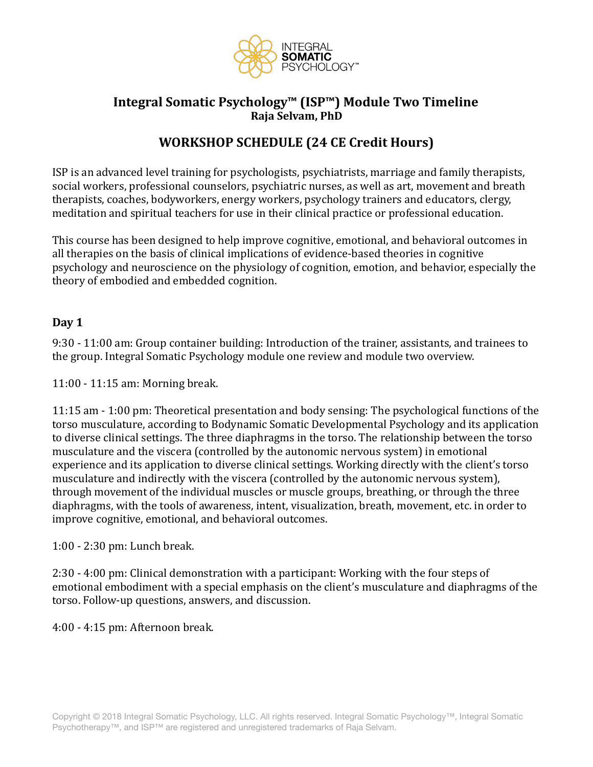# Integral Somatic Psychology™ (ISP™) Module Two Timeline

**Raja Selvam, PhD**

## WORKSHOP SCHEDULE (24 CE Credit Hours)

ISP is an advanced level training for psychologists, psychiatrists, marriage and family therapists, social workers, professional counselors, psychiatric nurses, as well as art, movement and breath therapists, coaches, bodyworkers, energy workers, psychology trainers and educators, clergy, meditation and spiritual teachers for use in their clinical practice or professional education.

This course has been designed to help improve cognitive, emotional, and behavioral outcomes in all therapies on the basis of clinical implications of evidence-based theories in cognitive psychology and neuroscience on the physiology of cognition, emotion, and behavior, especially the theory of embodied and embedded cognition.

### Day 1

9:30 - 11:00 am: Group container building: Introduction of the trainer, assistants, and trainees to the group. Integral Somatic Psychology module one review and module two overview.

11:00 - 11:15 am: Morning break.

11:15 am - 1:00 pm: Theoretical presentation and body sensing: The psychological functions of the torso musculature, according to Bodynamic Somatic Developmental Psychology and its application to diverse clinical settings. The three diaphragms in the torso. The relationship between the torso musculature and the viscera (controlled by the autonomic nervous system) in emotional experience and its application to diverse clinical settings. Working directly with the client's torso musculature and indirectly with the viscera (controlled by the autonomic nervous system), through movement of the individual muscles or muscle groups, breathing, or through the three diaphragms, with the tools of awareness, intent, visualization, breath, movement, etc. in order to improve cognitive, emotional, and behavioral outcomes.

1:00 - 2:30 pm: Lunch break.

2:30 - 4:00 pm: Clinical demonstration with a participant: Working with the four steps of emotional embodiment with a special emphasis on the client's musculature and diaphragms of the torso. Follow-up questions, answers, and discussion.

4:00 - 4:15 pm: Afternoon break.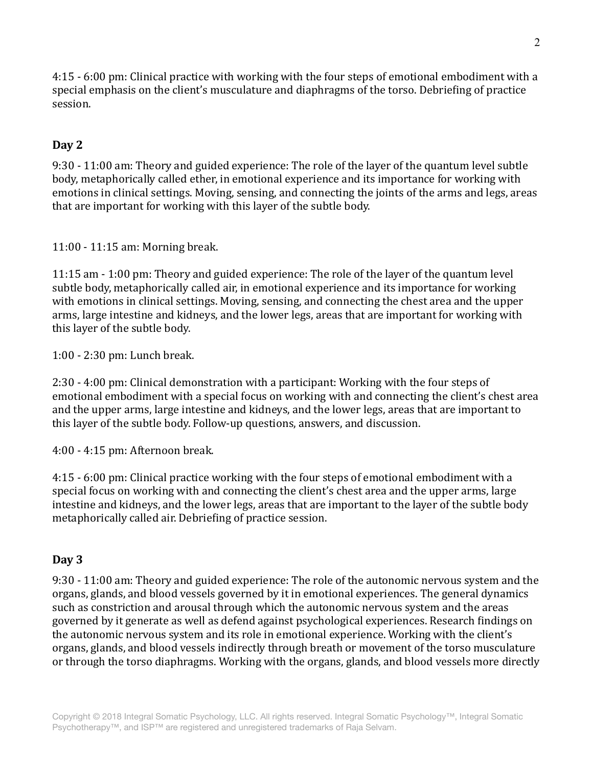4:15 - 6:00 pm: Clinical practice with working with the four steps of emotional embodiment with a special emphasis on the client's musculature and diaphragms of the torso. Debriefing of practice session.

## Day 2

9:30 - 11:00 am: Theory and guided experience: The role of the layer of the quantum level subtle body, metaphorically called ether, in emotional experience and its importance for working with emotions in clinical settings. Moving, sensing, and connecting the joints of the arms and legs, areas that are important for working with this layer of the subtle body.

11:00 - 11:15 am: Morning break.

11:15 am - 1:00 pm: Theory and guided experience: The role of the layer of the quantum level subtle body, metaphorically called air, in emotional experience and its importance for working with emotions in clinical settings. Moving, sensing, and connecting the chest area and the upper arms, large intestine and kidneys, and the lower legs, areas that are important for working with this layer of the subtle body.

1:00 - 2:30 pm: Lunch break.

2:30 - 4:00 pm: Clinical demonstration with a participant: Working with the four steps of emotional embodiment with a special focus on working with and connecting the client's chest area and the upper arms, large intestine and kidneys, and the lower legs, areas that are important to this layer of the subtle body. Follow-up questions, answers, and discussion.

4:00 - 4:15 pm: Afternoon break.

4:15 - 6:00 pm: Clinical practice working with the four steps of emotional embodiment with a special focus on working with and connecting the client's chest area and the upper arms, large intestine and kidneys, and the lower legs, areas that are important to the layer of the subtle body metaphorically called air. Debriefing of practice session.

## Day 3

9:30 - 11:00 am: Theory and guided experience: The role of the autonomic nervous system and the organs, glands, and blood vessels governed by it in emotional experiences. The general dynamics such as constriction and arousal through which the autonomic nervous system and the areas governed by it generate as well as defend against psychological experiences. Research findings on the autonomic nervous system and its role in emotional experience. Working with the client's organs, glands, and blood vessels indirectly through breath or movement of the torso musculature or through the torso diaphragms. Working with the organs, glands, and blood vessels more directly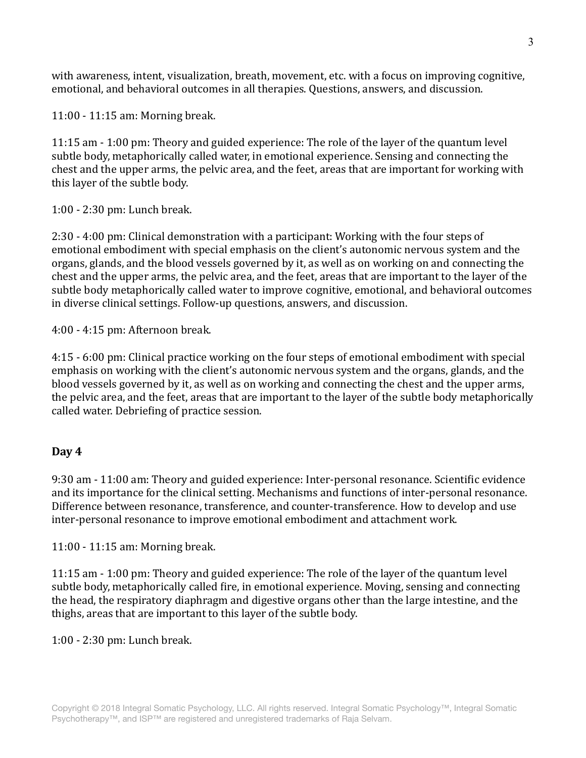with awareness, intent, visualization, breath, movement, etc. with a focus on improving cognitive, emotional, and behavioral outcomes in all therapies. Questions, answers, and discussion.

11:00 - 11:15 am: Morning break.

11:15 am - 1:00 pm: Theory and guided experience: The role of the layer of the quantum level subtle body, metaphorically called water, in emotional experience. Sensing and connecting the chest and the upper arms, the pelvic area, and the feet, areas that are important for working with this layer of the subtle body.

1:00 - 2:30 pm: Lunch break.

2:30 - 4:00 pm: Clinical demonstration with a participant: Working with the four steps of emotional embodiment with special emphasis on the client's autonomic nervous system and the organs, glands, and the blood vessels governed by it, as well as on working on and connecting the chest and the upper arms, the pelvic area, and the feet, areas that are important to the layer of the subtle body metaphorically called water to improve cognitive, emotional, and behavioral outcomes in diverse clinical settings. Follow-up questions, answers, and discussion.

4:00 - 4:15 pm: Afternoon break.

4:15 - 6:00 pm: Clinical practice working on the four steps of emotional embodiment with special emphasis on working with the client's autonomic nervous system and the organs, glands, and the blood vessels governed by it, as well as on working and connecting the chest and the upper arms, the pelvic area, and the feet, areas that are important to the layer of the subtle body metaphorically called water. Debriefing of practice session.

### Day 4

9:30 am - 11:00 am: Theory and guided experience: Inter-personal resonance. Scientific evidence and its importance for the clinical setting. Mechanisms and functions of inter-personal resonance. Difference between resonance, transference, and counter-transference. How to develop and use inter-personal resonance to improve emotional embodiment and attachment work.

11:00 - 11:15 am: Morning break.

11:15 am - 1:00 pm: Theory and guided experience: The role of the layer of the quantum level subtle body, metaphorically called fire, in emotional experience. Moving, sensing and connecting the head, the respiratory diaphragm and digestive organs other than the large intestine, and the thighs, areas that are important to this layer of the subtle body.

1:00 - 2:30 pm: Lunch break.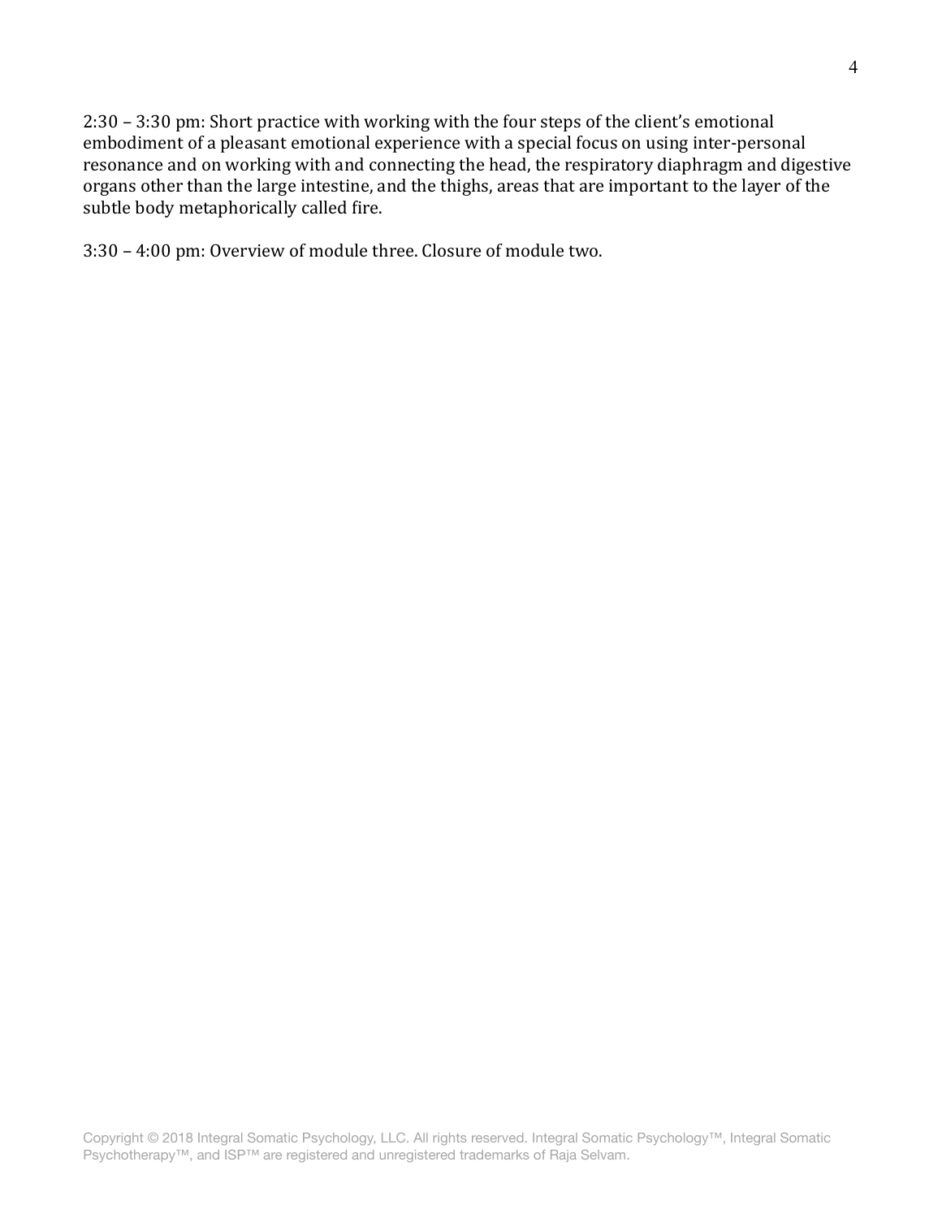2:30 – 3:30 pm: Short practice with working with the four steps of the client's emotional embodiment of a pleasant emotional experience with a special focus on using inter-personal resonance and on working with and connecting the head, the respiratory diaphragm and digestive organs other than the large intestine, and the thighs, areas that are important to the layer of the subtle body metaphorically called fire.

3:30 – 4:00 pm: Overview of module three. Closure of module two.

Copyright © 2018 Integral Somatic Psychology, LLC. All rights reserved. Integral Somatic Psychology™, Integral Somatic Psychotherapy™, and ISP™ are registered and unregistered trademarks of Raja Selvam.